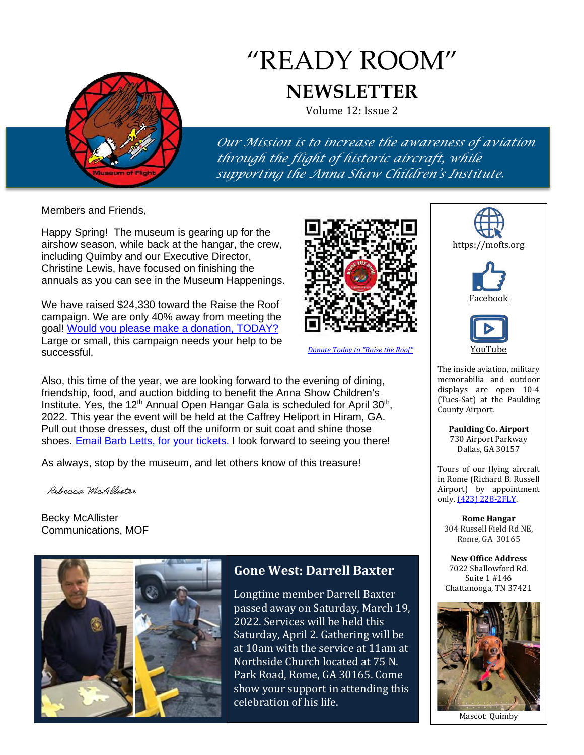# "READY ROOM"

## NEWSLETTER

Volume 12: Issue 2

*Our Mission is to increase the awareness of aviation through the flight of historic aircraft, while supporting the Anna Shaw Children's Institute.*

Members and Friends,

Happy Spring! The museum is gearing up for the airshow season, while back at the hangar, the crew, including Quimby and our Executive Director, Christine Lewis, have focused on finishing the annuals as you can see in the Museum Happenings.

We have raised $24,330 toward the Raise the Roof campaign. We are only 40% away from meeting the goal! Would you please make a donation, TODAY? Large or small, this campaign needs your help to be successful.

*Donate Today to "Raise the Roof"*

Also, this time of the year, we are looking forward to the evening of dining, friendship, food, and auction bidding to benefit the Anna Show Children's Institute. Yes, the 12th Annual Open Hangar Gala is scheduled for April 30th, 2022. This year the event will be held at the Caffrey Heliport in Hiram, GA. Pull out those dresses, dust off the uniform or suit coat and shine those shoes. Email Barb Letts, for your tickets. I look forward to seeing you there!

As always, stop by the museum, and let others know of this treasure!

*Rebecca McAllister*

Becky McAllister
Communications, MOF

## Gone West: Darrell Baxter

Longtime member Darrell Baxter passed away on Saturday, March 19, 2022. Services will be held this Saturday, April 2. Gathering will be at 10am with the service at 11am at Northside Church located at 75 N. Park Road, Rome, GA 30165. Come show your support in attending this celebration of his life.

---

https://mofts.org

Facebook

YouTube

The inside aviation, military memorabilia and outdoor displays are open 10-4 (Tues-Sat) at the Paulding County Airport.

**Paulding Co. Airport**
730 Airport Parkway
Dallas, GA 30157

Tours of our flying aircraft in Rome (Richard B. Russell Airport) by appointment only. (423) 228-2FLY.

**Rome Hangar**
304 Russell Field Rd NE,
Rome, GA 30165

**New Office Address**
7022 Shallowford Rd.
Suite 1 #146
Chattanooga, TN 37421

Mascot: Quimby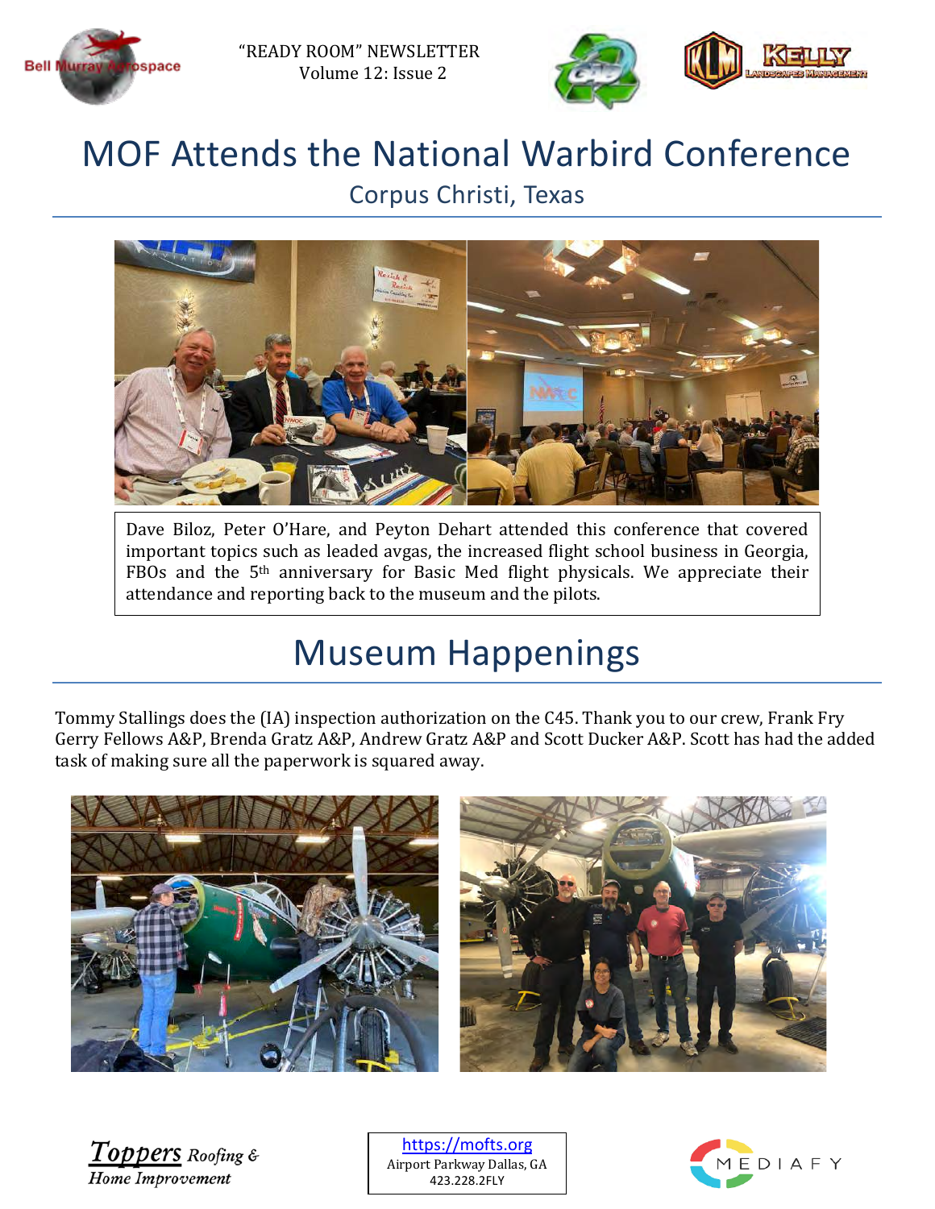# MOF Attends the National Warbird Conference

## Corpus Christi, Texas

Dave Biloz, Peter O'Hare, and Peyton Dehart attended this conference that covered important topics such as leaded avgas, the increased flight school business in Georgia, FBOs and the 5th anniversary for Basic Med flight physicals. We appreciate their attendance and reporting back to the museum and the pilots.

# Museum Happenings

Tommy Stallings does the (IA) inspection authorization on the C45. Thank you to our crew, Frank Fry Gerry Fellows A&P, Brenda Gratz A&P, Andrew Gratz A&P and Scott Ducker A&P. Scott has had the added task of making sure all the paperwork is squared away.

https://mofts.org
Airport Parkway Dallas, GA
423.228.2FLY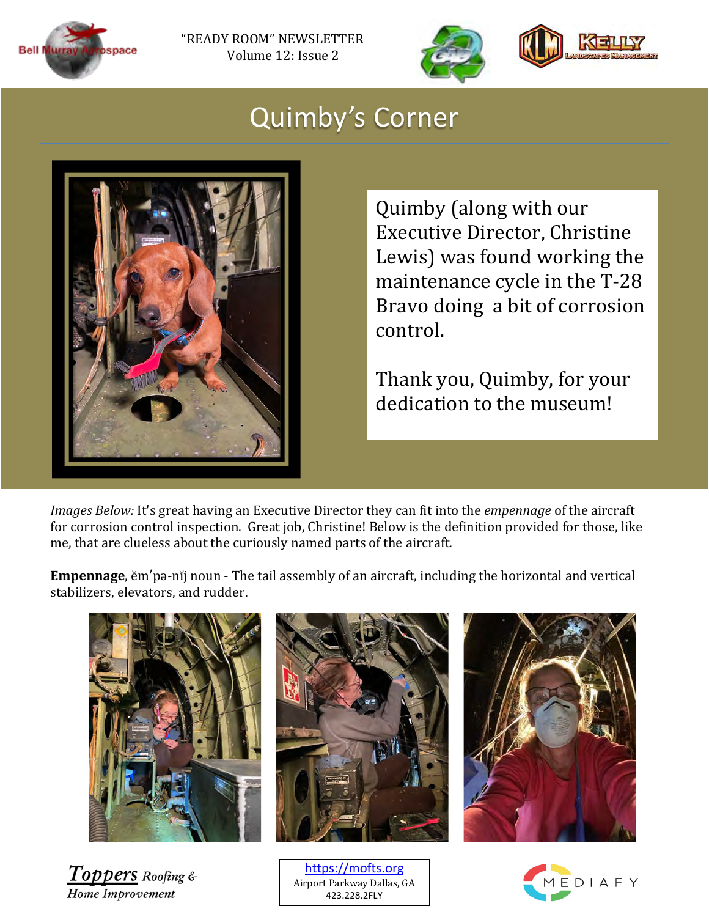"READY ROOM" NEWSLETTER
Volume 12: Issue 2

# Quimby's Corner

Quimby (along with our Executive Director, Christine Lewis) was found working the maintenance cycle in the T-28 Bravo doing a bit of corrosion control.

Thank you, Quimby, for your dedication to the museum!

*Images Below:* It's great having an Executive Director they can fit into the *empennage* of the aircraft for corrosion control inspection. Great job, Christine! Below is the definition provided for those, like me, that are clueless about the curiously named parts of the aircraft.

**Empennage**, ĕm′pə-nĭj noun - The tail assembly of an aircraft, including the horizontal and vertical stabilizers, elevators, and rudder.

https://mofts.org
Airport Parkway Dallas, GA
423.228.2FLY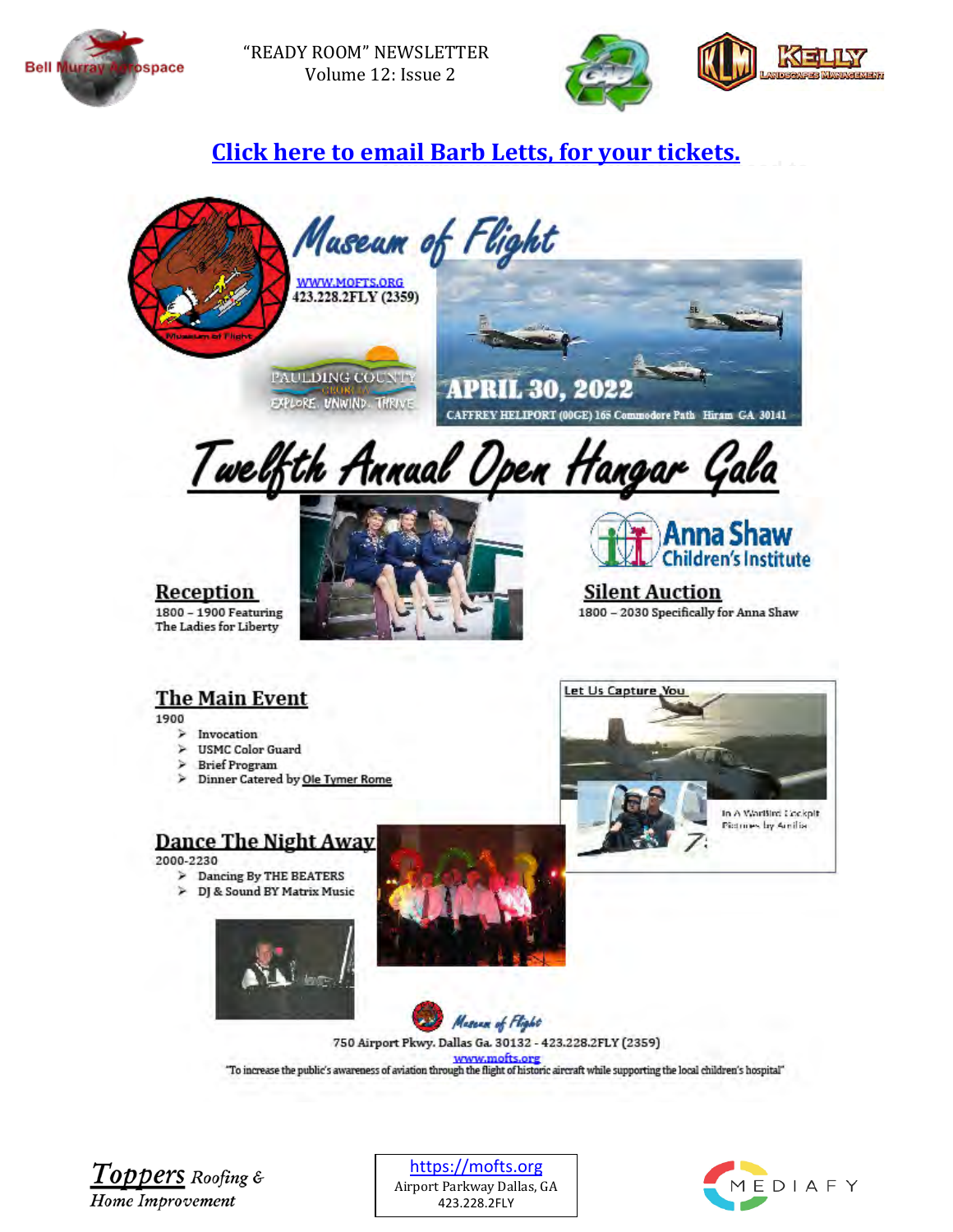"READY ROOM" NEWSLETTER
Volume 12: Issue 2

[Click here to email Barb Letts, for your tickets.]

# Museum of Flight

WWW.MOFTS.ORG
423.228.2FLY (2359)

APRIL 30, 2022
CAFFREY HELIPORT (00GE) 165 Commodore Path Hiram GA 30141

PAULDING COUNTY GEORGIA
EXPLORE. UNWIND. THRIVE.

# Twelfth Annual Open Hangar Gala

## Reception

1800 – 1900 Featuring The Ladies for Liberty

## Silent Auction

Anna Shaw Children's Institute

1800 – 2030 Specifically for Anna Shaw

## The Main Event

1900

- Invocation
- USMC Color Guard
- Brief Program
- Dinner Catered by Ole Tymer Rome

Let Us Capture You

In A Warbird Cockpit
Pictures by Amilia

## Dance The Night Away

2000-2230

- Dancing By THE BEATERS
- DJ & Sound BY Matrix Music

Museum of Flight
750 Airport Pkwy. Dallas Ga. 30132 - 423.228.2FLY (2359)
www.mofts.org
"To increase the public's awareness of aviation through the flight of historic aircraft while supporting the local children's hospital"

https://mofts.org
Airport Parkway Dallas, GA
423.228.2FLY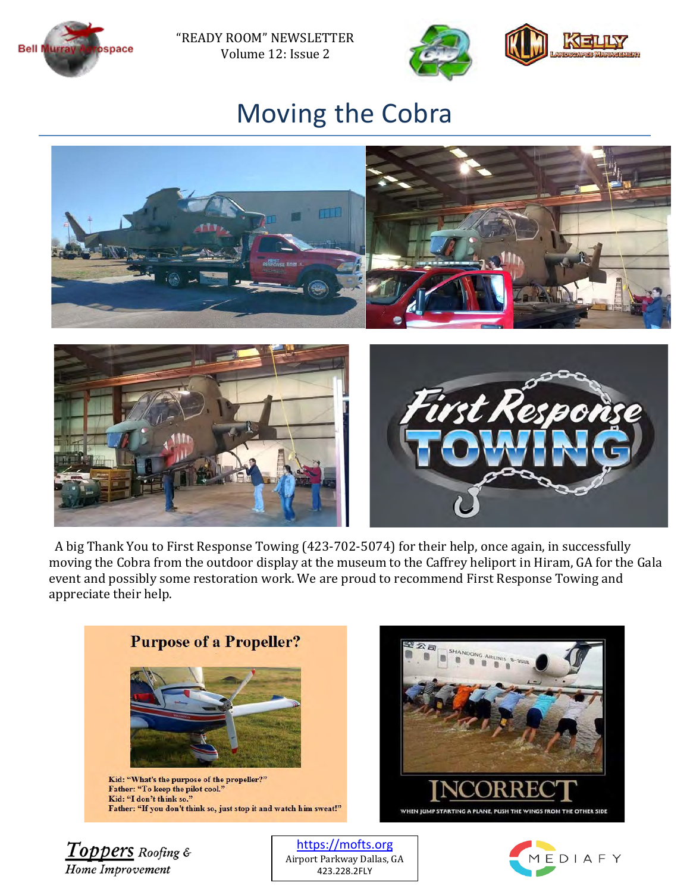# Moving the Cobra

A big Thank You to First Response Towing (423-702-5074) for their help, once again, in successfully moving the Cobra from the outdoor display at the museum to the Caffrey heliport in Hiram, GA for the Gala event and possibly some restoration work. We are proud to recommend First Response Towing and appreciate their help.

**Purpose of a Propeller?**

Kid: "What's the purpose of the propeller?"
Father: "To keep the pilot cool."
Kid: "I don't think so."
Father: "If you don't think so, just stop it and watch him sweat!"

**INCORRECT**

WHEN JUMP STARTING A PLANE, PUSH THE WINGS FROM THE OTHER SIDE

https://mofts.org
Airport Parkway Dallas, GA
423.228.2FLY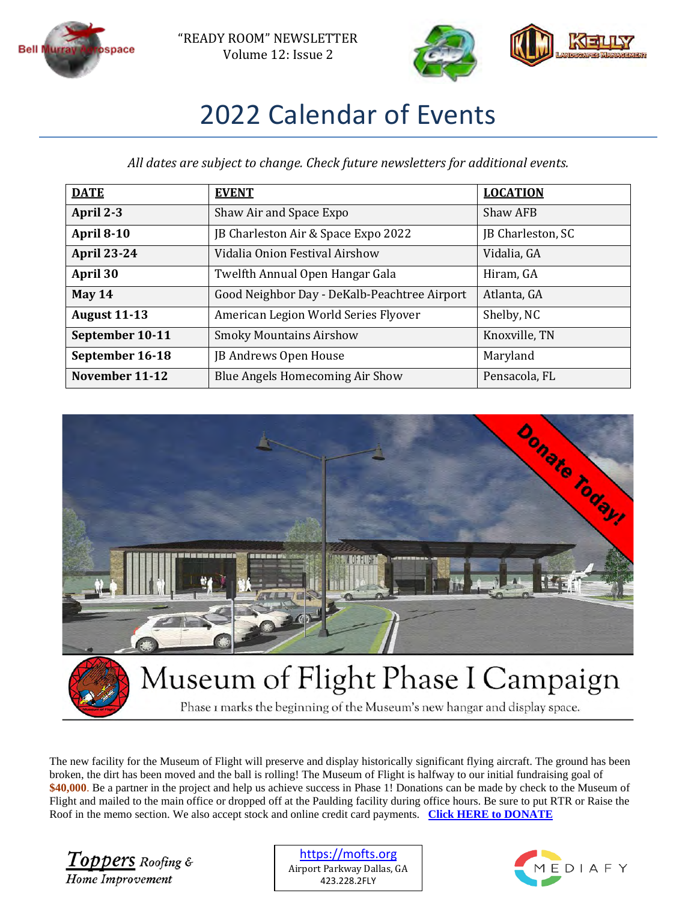"READY ROOM" NEWSLETTER
Volume 12: Issue 2

# 2022 Calendar of Events

*All dates are subject to change. Check future newsletters for additional events.*

| DATE | EVENT | LOCATION |
|---|---|---|
| **April 2-3** | Shaw Air and Space Expo | Shaw AFB |
| **April 8-10** | JB Charleston Air & Space Expo 2022 | JB Charleston, SC |
| **April 23-24** | Vidalia Onion Festival Airshow | Vidalia, GA |
| **April 30** | Twelfth Annual Open Hangar Gala | Hiram, GA |
| **May 14** | Good Neighbor Day - DeKalb-Peachtree Airport | Atlanta, GA |
| **August 11-13** | American Legion World Series Flyover | Shelby, NC |
| **September 10-11** | Smoky Mountains Airshow | Knoxville, TN |
| **September 16-18** | JB Andrews Open House | Maryland |
| **November 11-12** | Blue Angels Homecoming Air Show | Pensacola, FL |

Donate Today!

## Museum of Flight Phase I Campaign

Phase 1 marks the beginning of the Museum's new hangar and display space.

The new facility for the Museum of Flight will preserve and display historically significant flying aircraft. The ground has been broken, the dirt has been moved and the ball is rolling! The Museum of Flight is halfway to our initial fundraising goal of **$40,000**. Be a partner in the project and help us achieve success in Phase 1! Donations can be made by check to the Museum of Flight and mailed to the main office or dropped off at the Paulding facility during office hours. Be sure to put RTR or Raise the Roof in the memo section. We also accept stock and online credit card payments. **Click HERE to DONATE**

https://mofts.org
Airport Parkway Dallas, GA
423.228.2FLY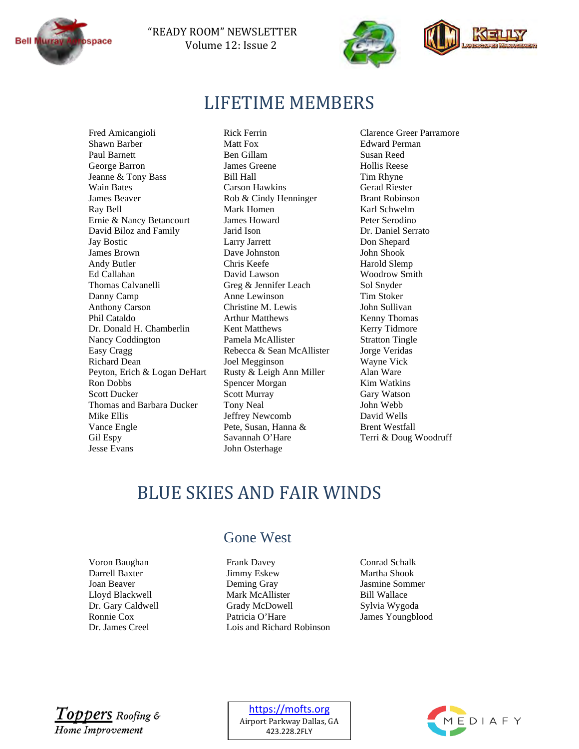# LIFETIME MEMBERS

Fred Amicangioli
Shawn Barber
Paul Barnett
George Barron
Jeanne & Tony Bass
Wain Bates
James Beaver
Ray Bell
Ernie & Nancy Betancourt
David Biloz and Family
Jay Bostic
James Brown
Andy Butler
Ed Callahan
Thomas Calvanelli
Danny Camp
Anthony Carson
Phil Cataldo
Dr. Donald H. Chamberlin
Nancy Coddington
Easy Cragg
Richard Dean
Peyton, Erich & Logan DeHart
Ron Dobbs
Scott Ducker
Thomas and Barbara Ducker
Mike Ellis
Vance Engle
Gil Espy
Jesse Evans
Rick Ferrin
Matt Fox
Ben Gillam
James Greene
Bill Hall
Carson Hawkins
Rob & Cindy Henninger
Mark Homen
James Howard
Jarid Ison
Larry Jarrett
Dave Johnston
Chris Keefe
David Lawson
Greg & Jennifer Leach
Anne Lewinson
Christine M. Lewis
Arthur Matthews
Kent Matthews
Pamela McAllister
Rebecca & Sean McAllister
Joel Megginson
Rusty & Leigh Ann Miller
Spencer Morgan
Scott Murray
Tony Neal
Jeffrey Newcomb
Pete, Susan, Hanna & Savannah O'Hare
John Osterhage
Clarence Greer Parramore
Edward Perman
Susan Reed
Hollis Reese
Tim Rhyne
Gerad Riester
Brant Robinson
Karl Schwelm
Peter Serodino
Dr. Daniel Serrato
Don Shepard
John Shook
Harold Slemp
Woodrow Smith
Sol Snyder
Tim Stoker
John Sullivan
Kenny Thomas
Kerry Tidmore
Stratton Tingle
Jorge Veridas
Wayne Vick
Alan Ware
Kim Watkins
Gary Watson
John Webb
David Wells
Brent Westfall
Terri & Doug Woodruff

# BLUE SKIES AND FAIR WINDS

## Gone West

Voron Baughan
Darrell Baxter
Joan Beaver
Lloyd Blackwell
Dr. Gary Caldwell
Ronnie Cox
Dr. James Creel
Frank Davey
Jimmy Eskew
Deming Gray
Mark McAllister
Grady McDowell
Patricia O'Hare
Lois and Richard Robinson
Conrad Schalk
Martha Shook
Jasmine Sommer
Bill Wallace
Sylvia Wygoda
James Youngblood

Toppers Roofing & Home Improvement

https://mofts.org
Airport Parkway Dallas, GA
423.228.2FLY

MEDIAFY